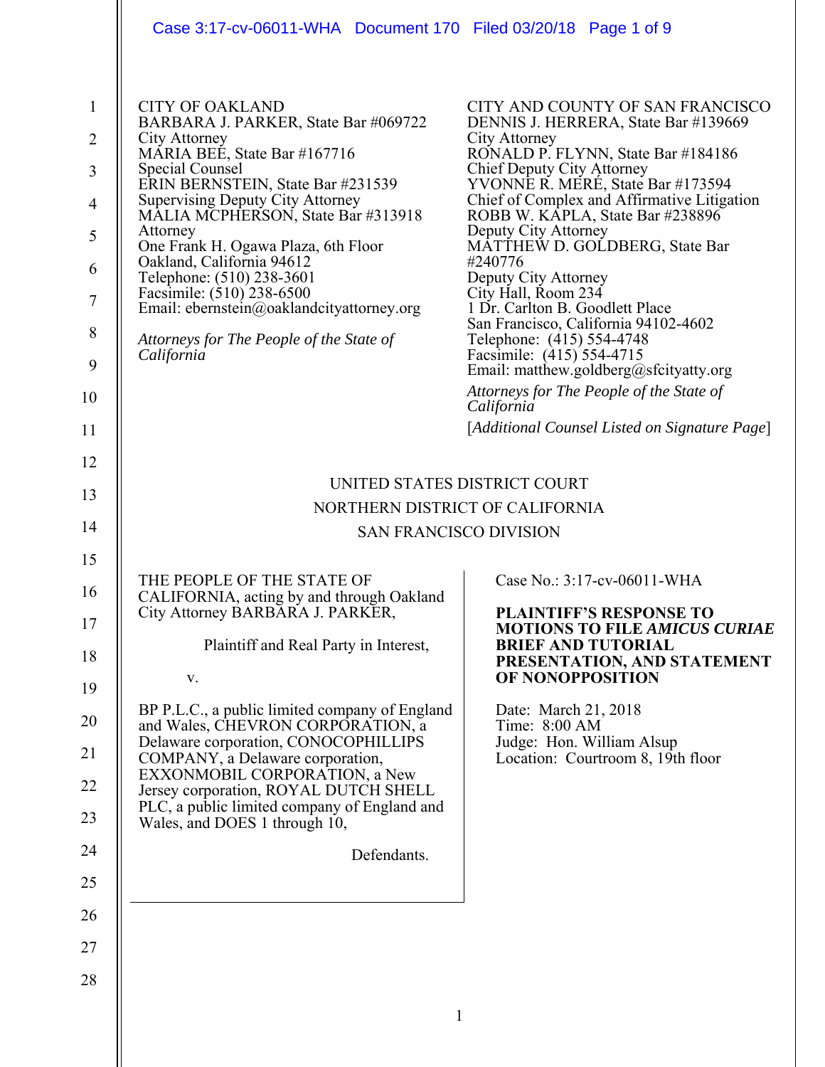CITY OF OAKLAND
BARBARA J. PARKER, State Bar #069722
City Attorney
MARIA BEE, State Bar #167716
Special Counsel
ERIN BERNSTEIN, State Bar #231539
Supervising Deputy City Attorney
MALIA MCPHERSON, State Bar #313918
Attorney
One Frank H. Ogawa Plaza, 6th Floor
Oakland, California 94612
Telephone: (510) 238-3601
Facsimile: (510) 238-6500
Email: ebernstein@oaklandcityattorney.org

*Attorneys for The People of the State of California*

CITY AND COUNTY OF SAN FRANCISCO
DENNIS J. HERRERA, State Bar #139669
City Attorney
RONALD P. FLYNN, State Bar #184186
Chief Deputy City Attorney
YVONNE R. MERÉ, State Bar #173594
Chief of Complex and Affirmative Litigation
ROBB W. KAPLA, State Bar #238896
Deputy City Attorney
MATTHEW D. GOLDBERG, State Bar #240776
Deputy City Attorney
City Hall, Room 234
1 Dr. Carlton B. Goodlett Place
San Francisco, California 94102-4602
Telephone: (415) 554-4748
Facsimile: (415) 554-4715
Email: matthew.goldberg@sfcityatty.org

*Attorneys for The People of the State of California*

[*Additional Counsel Listed on Signature Page*]

UNITED STATES DISTRICT COURT
NORTHERN DISTRICT OF CALIFORNIA
SAN FRANCISCO DIVISION

THE PEOPLE OF THE STATE OF CALIFORNIA, acting by and through Oakland City Attorney BARBARA J. PARKER,

Plaintiff and Real Party in Interest,

v.

BP P.L.C., a public limited company of England and Wales, CHEVRON CORPORATION, a Delaware corporation, CONOCOPHILLIPS COMPANY, a Delaware corporation, EXXONMOBIL CORPORATION, a New Jersey corporation, ROYAL DUTCH SHELL PLC, a public limited company of England and Wales, and DOES 1 through 10,

Defendants.

Case No.: 3:17-cv-06011-WHA

**PLAINTIFF'S RESPONSE TO MOTIONS TO FILE *AMICUS CURIAE* BRIEF AND TUTORIAL PRESENTATION, AND STATEMENT OF NONOPPOSITION**

Date: March 21, 2018
Time: 8:00 AM
Judge: Hon. William Alsup
Location: Courtroom 8, 19th floor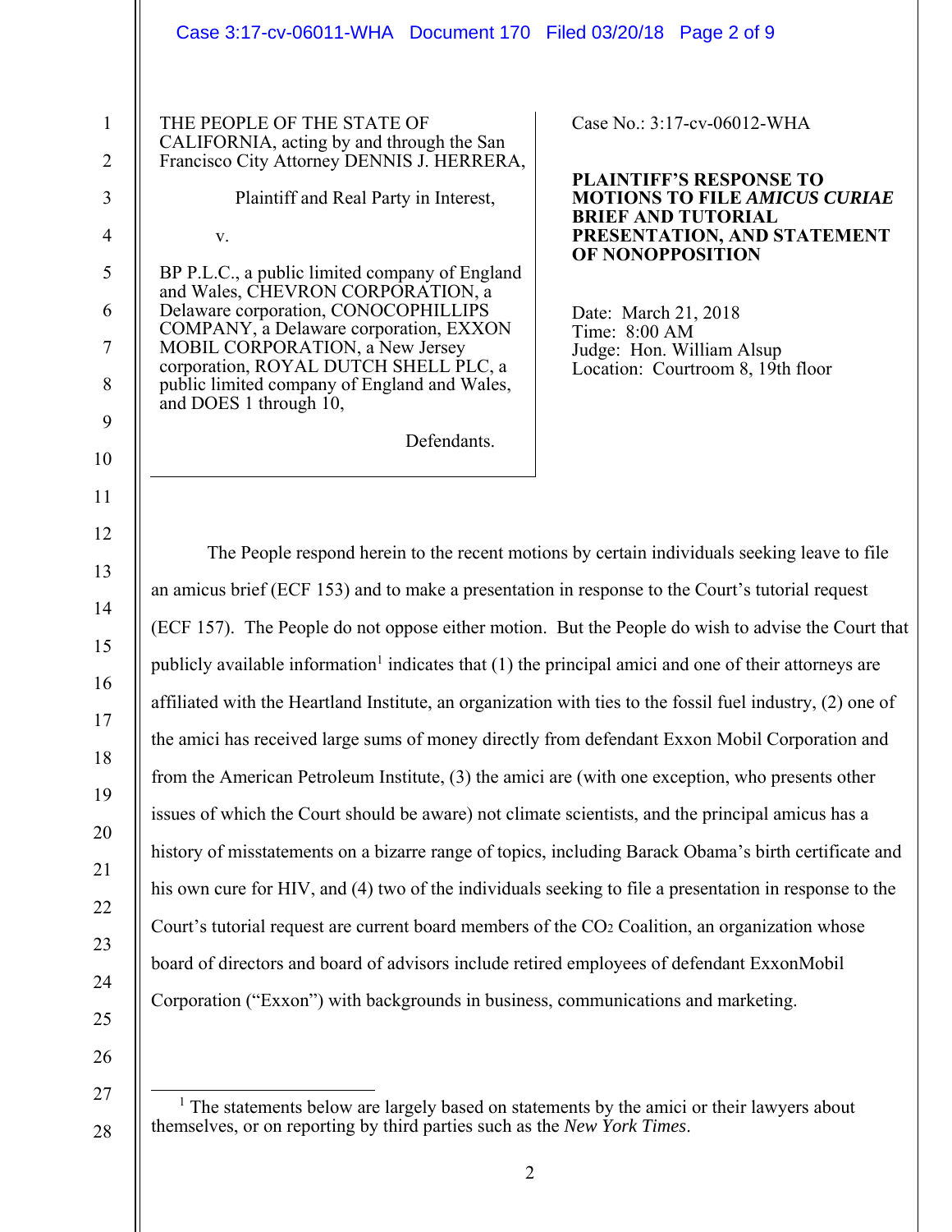THE PEOPLE OF THE STATE OF CALIFORNIA, acting by and through the San Francisco City Attorney DENNIS J. HERRERA,

Plaintiff and Real Party in Interest,

v.

BP P.L.C., a public limited company of England and Wales, CHEVRON CORPORATION, a Delaware corporation, CONOCOPHILLIPS COMPANY, a Delaware corporation, EXXON MOBIL CORPORATION, a New Jersey corporation, ROYAL DUTCH SHELL PLC, a public limited company of England and Wales, and DOES 1 through 10,

Defendants.

Case No.: 3:17-cv-06012-WHA

**PLAINTIFF'S RESPONSE TO MOTIONS TO FILE *AMICUS CURIAE* BRIEF AND TUTORIAL PRESENTATION, AND STATEMENT OF NONOPPOSITION**

Date: March 21, 2018
Time: 8:00 AM
Judge: Hon. William Alsup
Location: Courtroom 8, 19th floor

The People respond herein to the recent motions by certain individuals seeking leave to file an amicus brief (ECF 153) and to make a presentation in response to the Court's tutorial request (ECF 157). The People do not oppose either motion. But the People do wish to advise the Court that publicly available information[1] indicates that (1) the principal amici and one of their attorneys are affiliated with the Heartland Institute, an organization with ties to the fossil fuel industry, (2) one of the amici has received large sums of money directly from defendant Exxon Mobil Corporation and from the American Petroleum Institute, (3) the amici are (with one exception, who presents other issues of which the Court should be aware) not climate scientists, and the principal amicus has a history of misstatements on a bizarre range of topics, including Barack Obama's birth certificate and his own cure for HIV, and (4) two of the individuals seeking to file a presentation in response to the Court's tutorial request are current board members of the $CO_2$ Coalition, an organization whose board of directors and board of advisors include retired employees of defendant ExxonMobil Corporation ("Exxon") with backgrounds in business, communications and marketing.

[1] The statements below are largely based on statements by the amici or their lawyers about themselves, or on reporting by third parties such as the *New York Times*.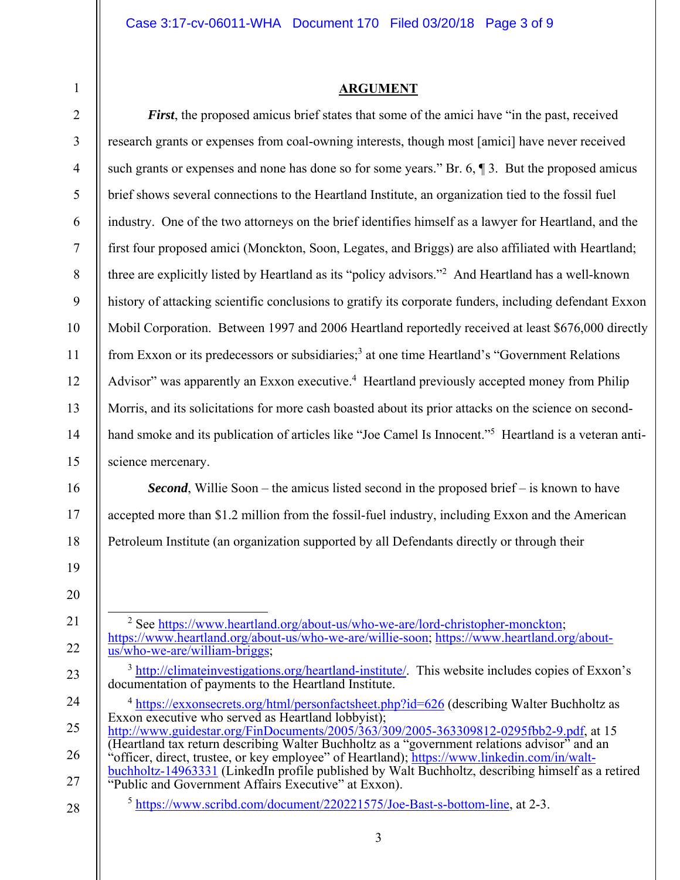## ARGUMENT

***First***, the proposed amicus brief states that some of the amici have "in the past, received research grants or expenses from coal-owning interests, though most [amici] have never received such grants or expenses and none has done so for some years." Br. 6, ¶ 3. But the proposed amicus brief shows several connections to the Heartland Institute, an organization tied to the fossil fuel industry. One of the two attorneys on the brief identifies himself as a lawyer for Heartland, and the first four proposed amici (Monckton, Soon, Legates, and Briggs) are also affiliated with Heartland; three are explicitly listed by Heartland as its "policy advisors."[2] And Heartland has a well-known history of attacking scientific conclusions to gratify its corporate funders, including defendant Exxon Mobil Corporation. Between 1997 and 2006 Heartland reportedly received at least $676,000 directly from Exxon or its predecessors or subsidiaries;[3] at one time Heartland's "Government Relations Advisor" was apparently an Exxon executive.[4] Heartland previously accepted money from Philip Morris, and its solicitations for more cash boasted about its prior attacks on the science on second-hand smoke and its publication of articles like "Joe Camel Is Innocent."[5] Heartland is a veteran anti-science mercenary.

***Second***, Willie Soon – the amicus listed second in the proposed brief – is known to have accepted more than $1.2 million from the fossil-fuel industry, including Exxon and the American Petroleum Institute (an organization supported by all Defendants directly or through their

---

[2] See https://www.heartland.org/about-us/who-we-are/lord-christopher-monckton; https://www.heartland.org/about-us/who-we-are/willie-soon; https://www.heartland.org/about-us/who-we-are/william-briggs;

[3] http://climateinvestigations.org/heartland-institute/. This website includes copies of Exxon's documentation of payments to the Heartland Institute.

[4] https://exxonsecrets.org/html/personfactsheet.php?id=626 (describing Walter Buchholtz as Exxon executive who served as Heartland lobbyist); http://www.guidestar.org/FinDocuments/2005/363/309/2005-363309812-0295fbb2-9.pdf, at 15 (Heartland tax return describing Walter Buchholtz as a "government relations advisor" and an "officer, direct, trustee, or key employee" of Heartland); https://www.linkedin.com/in/walt-buchholtz-14963331 (LinkedIn profile published by Walt Buchholtz, describing himself as a retired "Public and Government Affairs Executive" at Exxon).

[5] https://www.scribd.com/document/220221575/Joe-Bast-s-bottom-line, at 2-3.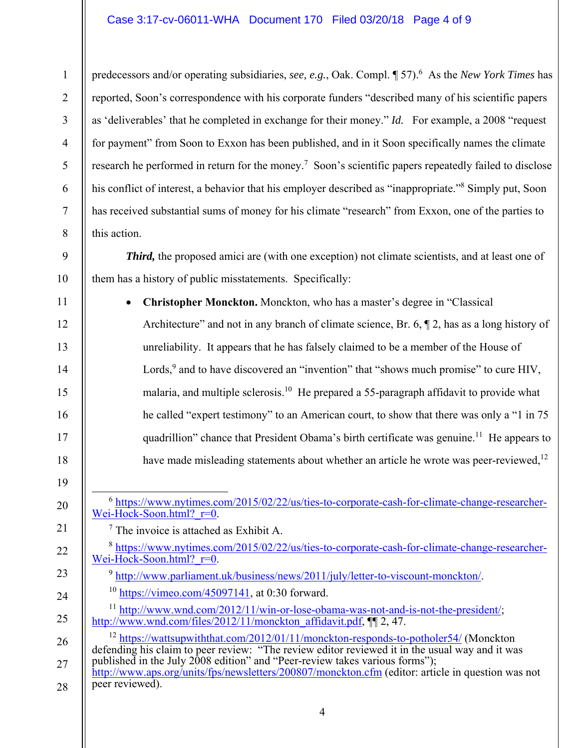predecessors and/or operating subsidiaries, *see, e.g.*, Oak. Compl. ¶ 57).[6] As the *New York Times* has reported, Soon's correspondence with his corporate funders "described many of his scientific papers as 'deliverables' that he completed in exchange for their money." *Id.* For example, a 2008 "request for payment" from Soon to Exxon has been published, and in it Soon specifically names the climate research he performed in return for the money.[7] Soon's scientific papers repeatedly failed to disclose his conflict of interest, a behavior that his employer described as "inappropriate."[8] Simply put, Soon has received substantial sums of money for his climate "research" from Exxon, one of the parties to this action.

***Third,*** the proposed amici are (with one exception) not climate scientists, and at least one of them has a history of public misstatements. Specifically:

- **Christopher Monckton.** Monckton, who has a master's degree in "Classical Architecture" and not in any branch of climate science, Br. 6, ¶ 2, has as a long history of unreliability. It appears that he has falsely claimed to be a member of the House of Lords,[9] and to have discovered an "invention" that "shows much promise" to cure HIV, malaria, and multiple sclerosis.[10] He prepared a 55-paragraph affidavit to provide what he called "expert testimony" to an American court, to show that there was only a "1 in 75 quadrillion" chance that President Obama's birth certificate was genuine.[11] He appears to have made misleading statements about whether an article he wrote was peer-reviewed,[12]

---

[6] https://www.nytimes.com/2015/02/22/us/ties-to-corporate-cash-for-climate-change-researcher-Wei-Hock-Soon.html?_r=0.

[7] The invoice is attached as Exhibit A.

[8] https://www.nytimes.com/2015/02/22/us/ties-to-corporate-cash-for-climate-change-researcher-Wei-Hock-Soon.html?_r=0.

[9] http://www.parliament.uk/business/news/2011/july/letter-to-viscount-monckton/.

[10] https://vimeo.com/45097141, at 0:30 forward.

[11] http://www.wnd.com/2012/11/win-or-lose-obama-was-not-and-is-not-the-president/; http://www.wnd.com/files/2012/11/monckton_affidavit.pdf, ¶¶ 2, 47.

[12] https://wattsupwiththat.com/2012/01/11/monckton-responds-to-potholer54/ (Monckton defending his claim to peer review: "The review editor reviewed it in the usual way and it was published in the July 2008 edition" and "Peer-review takes various forms"); http://www.aps.org/units/fps/newsletters/200807/monckton.cfm (editor: article in question was not peer reviewed).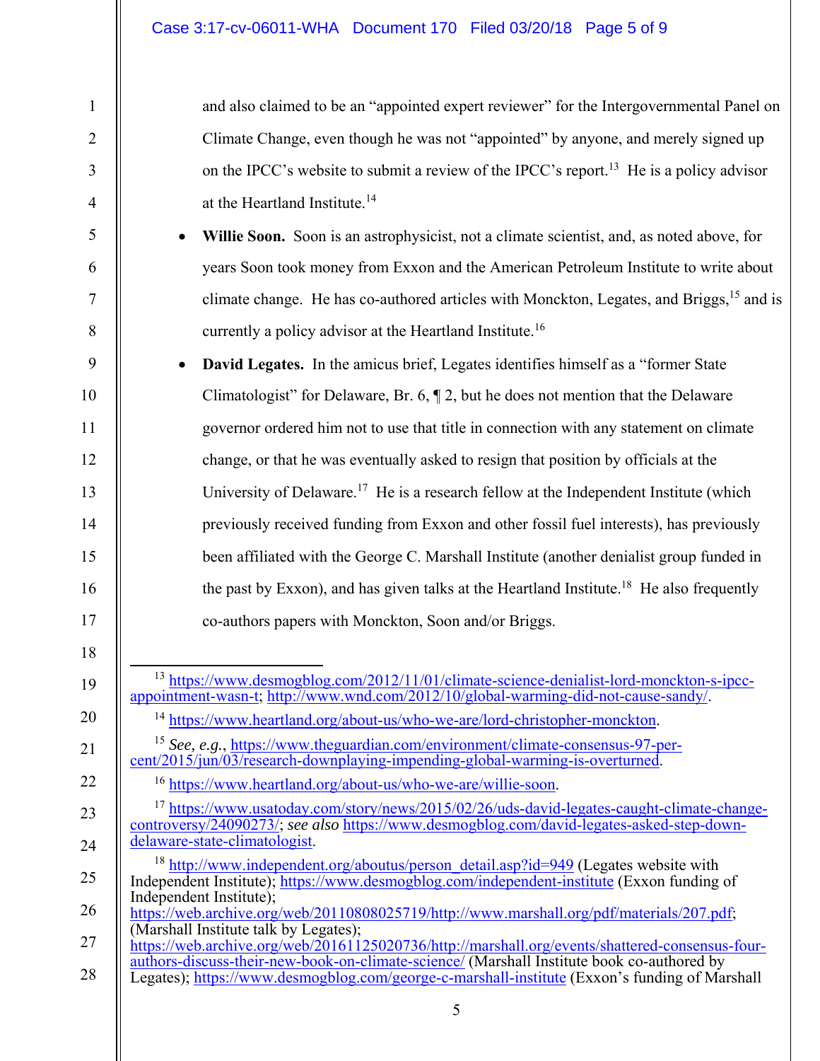and also claimed to be an "appointed expert reviewer" for the Intergovernmental Panel on Climate Change, even though he was not "appointed" by anyone, and merely signed up on the IPCC's website to submit a review of the IPCC's report.[13] He is a policy advisor at the Heartland Institute.[14]

- **Willie Soon.** Soon is an astrophysicist, not a climate scientist, and, as noted above, for years Soon took money from Exxon and the American Petroleum Institute to write about climate change. He has co-authored articles with Monckton, Legates, and Briggs,[15] and is currently a policy advisor at the Heartland Institute.[16]

- **David Legates.** In the amicus brief, Legates identifies himself as a "former State Climatologist" for Delaware, Br. 6, ¶ 2, but he does not mention that the Delaware governor ordered him not to use that title in connection with any statement on climate change, or that he was eventually asked to resign that position by officials at the University of Delaware.[17] He is a research fellow at the Independent Institute (which previously received funding from Exxon and other fossil fuel interests), has previously been affiliated with the George C. Marshall Institute (another denialist group funded in the past by Exxon), and has given talks at the Heartland Institute.[18] He also frequently co-authors papers with Monckton, Soon and/or Briggs.

---

[13] https://www.desmogblog.com/2012/11/01/climate-science-denialist-lord-monckton-s-ipcc-appointment-wasn-t; http://www.wnd.com/2012/10/global-warming-did-not-cause-sandy/.

[14] https://www.heartland.org/about-us/who-we-are/lord-christopher-monckton.

[15] *See, e.g.*, https://www.theguardian.com/environment/climate-consensus-97-per-cent/2015/jun/03/research-downplaying-impending-global-warming-is-overturned.

[16] https://www.heartland.org/about-us/who-we-are/willie-soon.

[17] https://www.usatoday.com/story/news/2015/02/26/uds-david-legates-caught-climate-change-controversy/24090273/; *see also* https://www.desmogblog.com/david-legates-asked-step-down-delaware-state-climatologist.

[18] http://www.independent.org/aboutus/person_detail.asp?id=949 (Legates website with Independent Institute); https://www.desmogblog.com/independent-institute (Exxon funding of Independent Institute); https://web.archive.org/web/20110808025719/http://www.marshall.org/pdf/materials/207.pdf; (Marshall Institute talk by Legates); https://web.archive.org/web/20161125020736/http://marshall.org/events/shattered-consensus-four-authors-discuss-their-new-book-on-climate-science/ (Marshall Institute book co-authored by Legates); https://www.desmogblog.com/george-c-marshall-institute (Exxon's funding of Marshall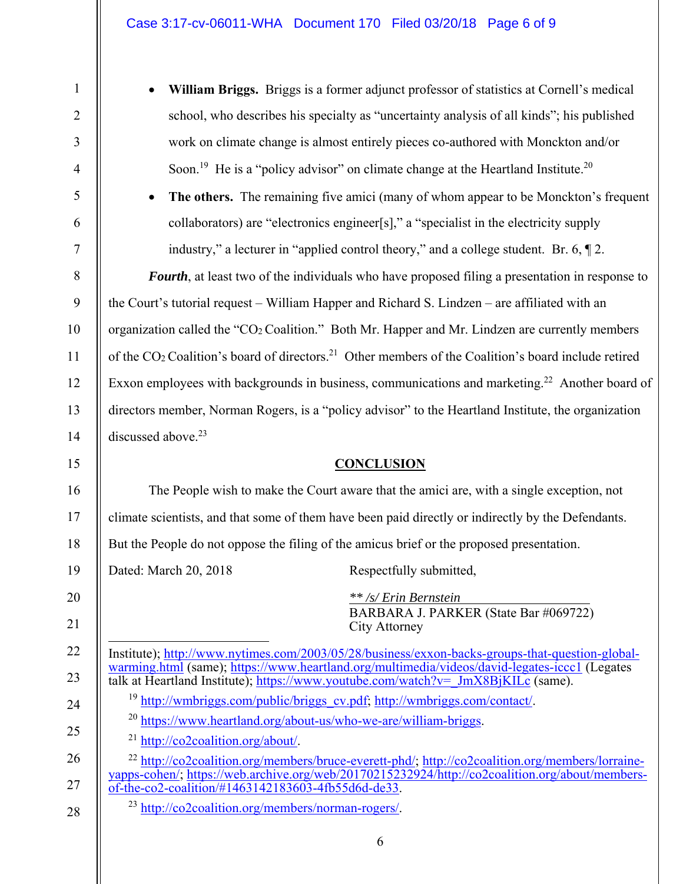- **William Briggs.** Briggs is a former adjunct professor of statistics at Cornell's medical school, who describes his specialty as "uncertainty analysis of all kinds"; his published work on climate change is almost entirely pieces co-authored with Monckton and/or Soon.[19] He is a "policy advisor" on climate change at the Heartland Institute.[20]
- **The others.** The remaining five amici (many of whom appear to be Monckton's frequent collaborators) are "electronics engineer[s]," a "specialist in the electricity supply industry," a lecturer in "applied control theory," and a college student. Br. 6, ¶ 2.

***Fourth***, at least two of the individuals who have proposed filing a presentation in response to the Court's tutorial request – William Happer and Richard S. Lindzen – are affiliated with an organization called the "$CO_2$ Coalition." Both Mr. Happer and Mr. Lindzen are currently members of the $CO_2$ Coalition's board of directors.[21] Other members of the Coalition's board include retired Exxon employees with backgrounds in business, communications and marketing.[22] Another board of directors member, Norman Rogers, is a "policy advisor" to the Heartland Institute, the organization discussed above.[23]

## CONCLUSION

The People wish to make the Court aware that the amici are, with a single exception, not climate scientists, and that some of them have been paid directly or indirectly by the Defendants. But the People do not oppose the filing of the amicus brief or the proposed presentation.

Dated: March 20, 2018

Respectfully submitted,

*\*\* /s/ Erin Bernstein*
BARBARA J. PARKER (State Bar #069722)
City Attorney

---

Institute); http://www.nytimes.com/2003/05/28/business/exxon-backs-groups-that-question-global-warming.html (same); https://www.heartland.org/multimedia/videos/david-legates-iccc1 (Legates talk at Heartland Institute); https://www.youtube.com/watch?v=_JmX8BjKILc (same).

[19] http://wmbriggs.com/public/briggs_cv.pdf; http://wmbriggs.com/contact/.

[20] https://www.heartland.org/about-us/who-we-are/william-briggs.

[21] http://co2coalition.org/about/.

[22] http://co2coalition.org/members/bruce-everett-phd/; http://co2coalition.org/members/lorraine-yapps-cohen/; https://web.archive.org/web/20170215232924/http://co2coalition.org/about/members-of-the-co2-coalition/#1463142183603-4fb55d6d-de33.

[23] http://co2coalition.org/members/norman-rogers/.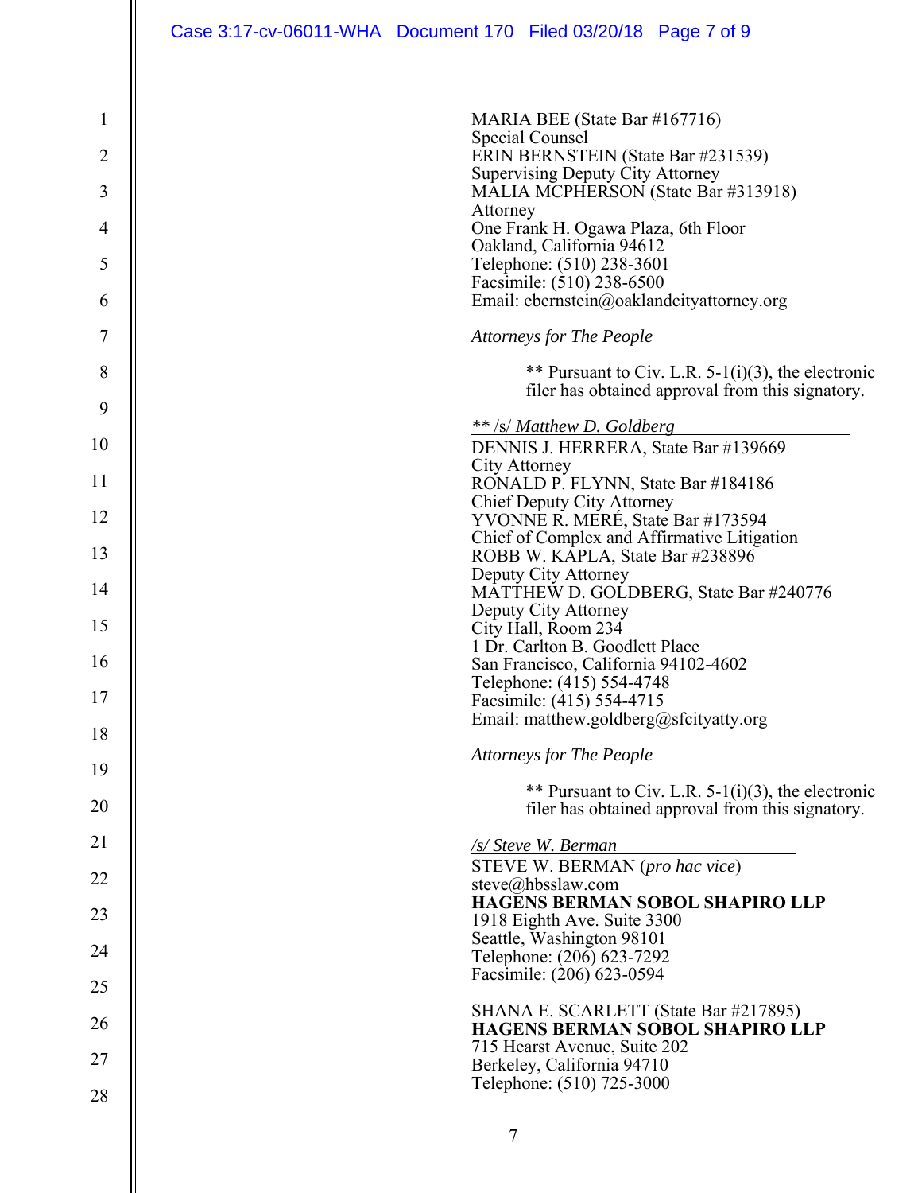MARIA BEE (State Bar #167716)
Special Counsel
ERIN BERNSTEIN (State Bar #231539)
Supervising Deputy City Attorney
MALIA MCPHERSON (State Bar #313918)
Attorney
One Frank H. Ogawa Plaza, 6th Floor
Oakland, California 94612
Telephone: (510) 238-3601
Facsimile: (510) 238-6500
Email: ebernstein@oaklandcityattorney.org

*Attorneys for The People*

** Pursuant to Civ. L.R. 5-1(i)(3), the electronic filer has obtained approval from this signatory.

*** /s/ Matthew D. Goldberg*

DENNIS J. HERRERA, State Bar #139669
City Attorney
RONALD P. FLYNN, State Bar #184186
Chief Deputy City Attorney
YVONNE R. MERÉ, State Bar #173594
Chief of Complex and Affirmative Litigation
ROBB W. KAPLA, State Bar #238896
Deputy City Attorney
MATTHEW D. GOLDBERG, State Bar #240776
Deputy City Attorney
City Hall, Room 234
1 Dr. Carlton B. Goodlett Place
San Francisco, California 94102-4602
Telephone: (415) 554-4748
Facsimile: (415) 554-4715
Email: matthew.goldberg@sfcityatty.org

*Attorneys for The People*

** Pursuant to Civ. L.R. 5-1(i)(3), the electronic filer has obtained approval from this signatory.

*/s/ Steve W. Berman*

STEVE W. BERMAN (*pro hac vice*)
steve@hbsslaw.com
**HAGENS BERMAN SOBOL SHAPIRO LLP**
1918 Eighth Ave. Suite 3300
Seattle, Washington 98101
Telephone: (206) 623-7292
Facsimile: (206) 623-0594

SHANA E. SCARLETT (State Bar #217895)
**HAGENS BERMAN SOBOL SHAPIRO LLP**
715 Hearst Avenue, Suite 202
Berkeley, California 94710
Telephone: (510) 725-3000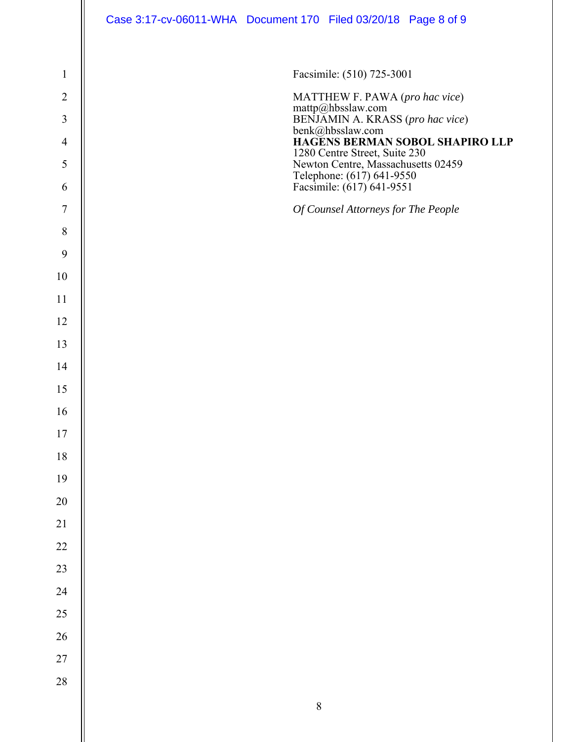Facsimile: (510) 725-3001

MATTHEW F. PAWA (*pro hac vice*)
mattp@hbsslaw.com
BENJAMIN A. KRASS (*pro hac vice*)
benk@hbsslaw.com
**HAGENS BERMAN SOBOL SHAPIRO LLP**
1280 Centre Street, Suite 230
Newton Centre, Massachusetts 02459
Telephone: (617) 641-9550
Facsimile: (617) 641-9551

*Of Counsel Attorneys for The People*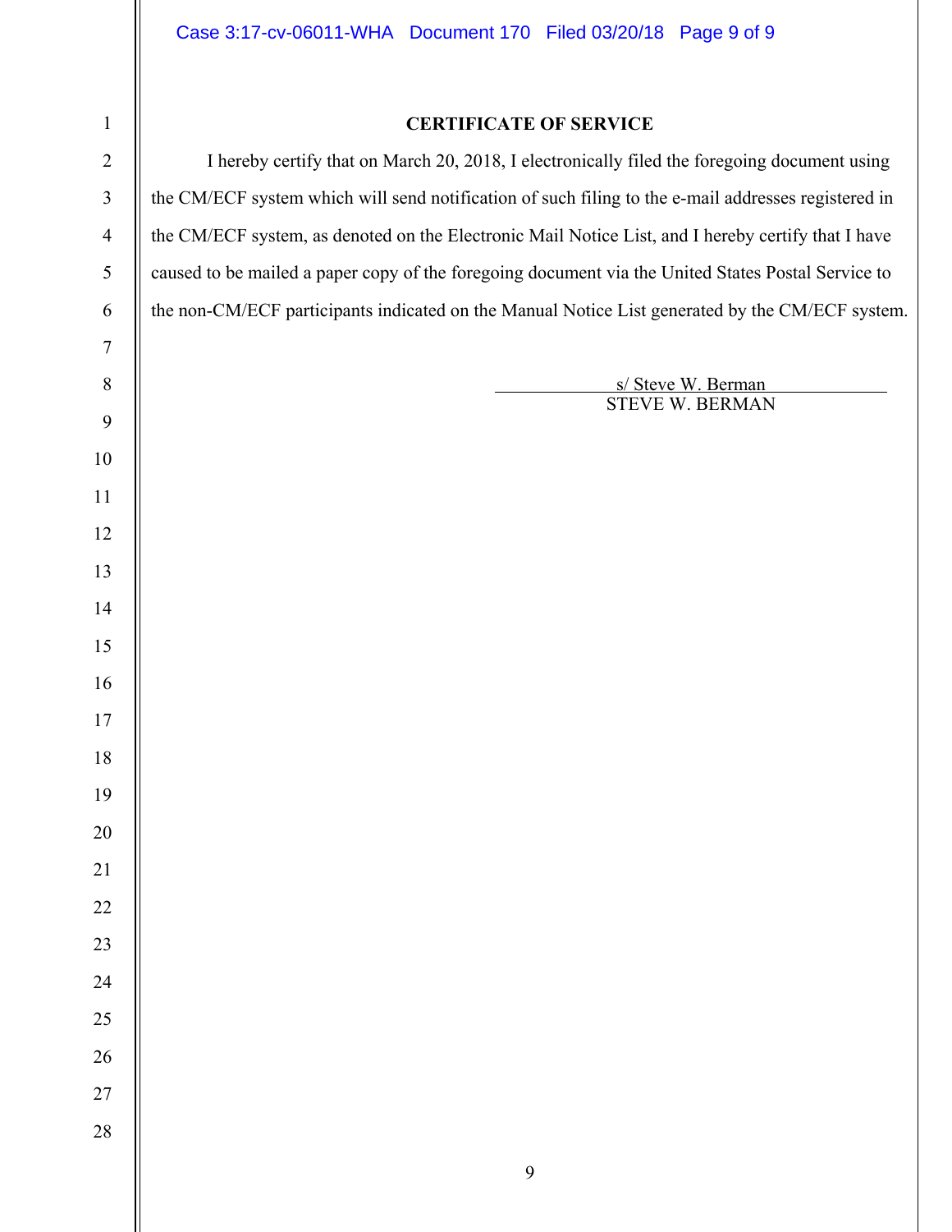**CERTIFICATE OF SERVICE**

I hereby certify that on March 20, 2018, I electronically filed the foregoing document using the CM/ECF system which will send notification of such filing to the e-mail addresses registered in the CM/ECF system, as denoted on the Electronic Mail Notice List, and I hereby certify that I have caused to be mailed a paper copy of the foregoing document via the United States Postal Service to the non-CM/ECF participants indicated on the Manual Notice List generated by the CM/ECF system.

s/ Steve W. Berman
STEVE W. BERMAN